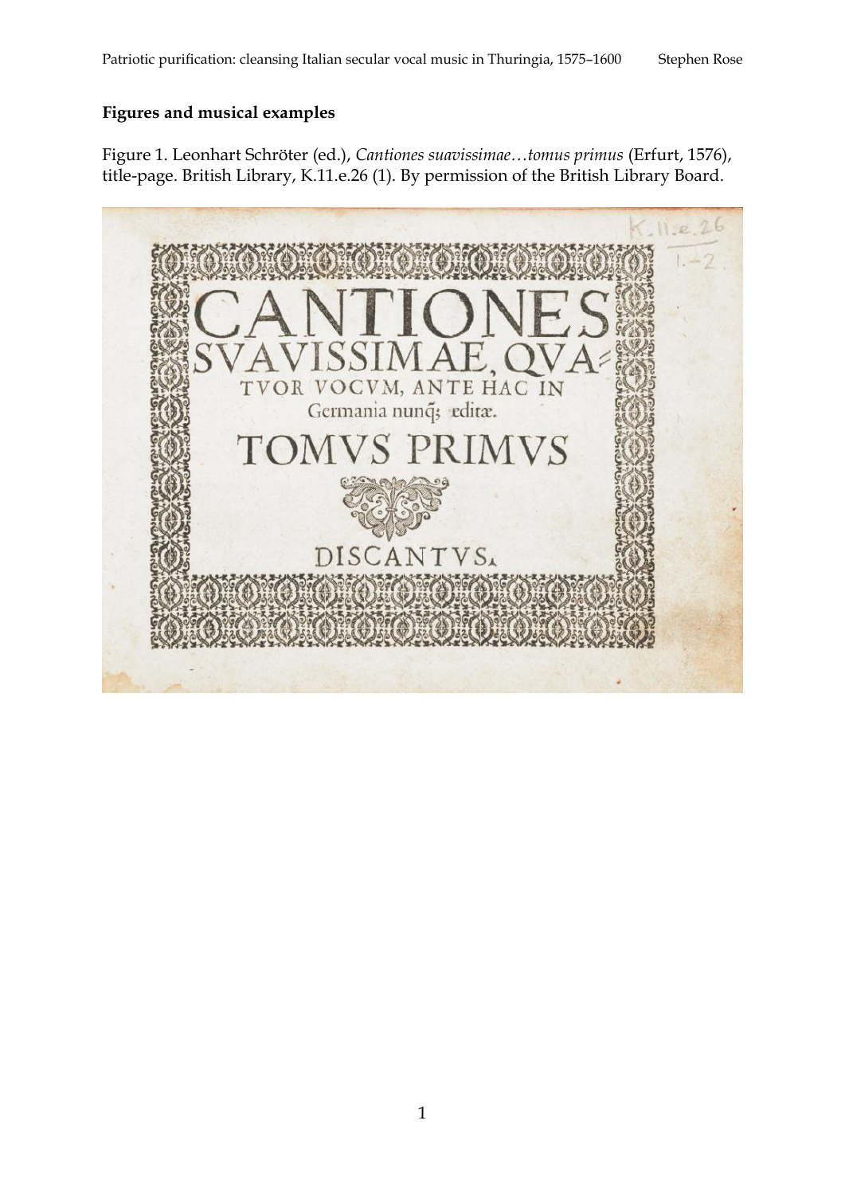**Figures and musical examples**

Figure 1. Leonhart Schröter (ed.), *Cantiones suavissimae…tomus primus* (Erfurt, 1576), title-page. British Library, K.11.e.26 (1). By permission of the British Library Board.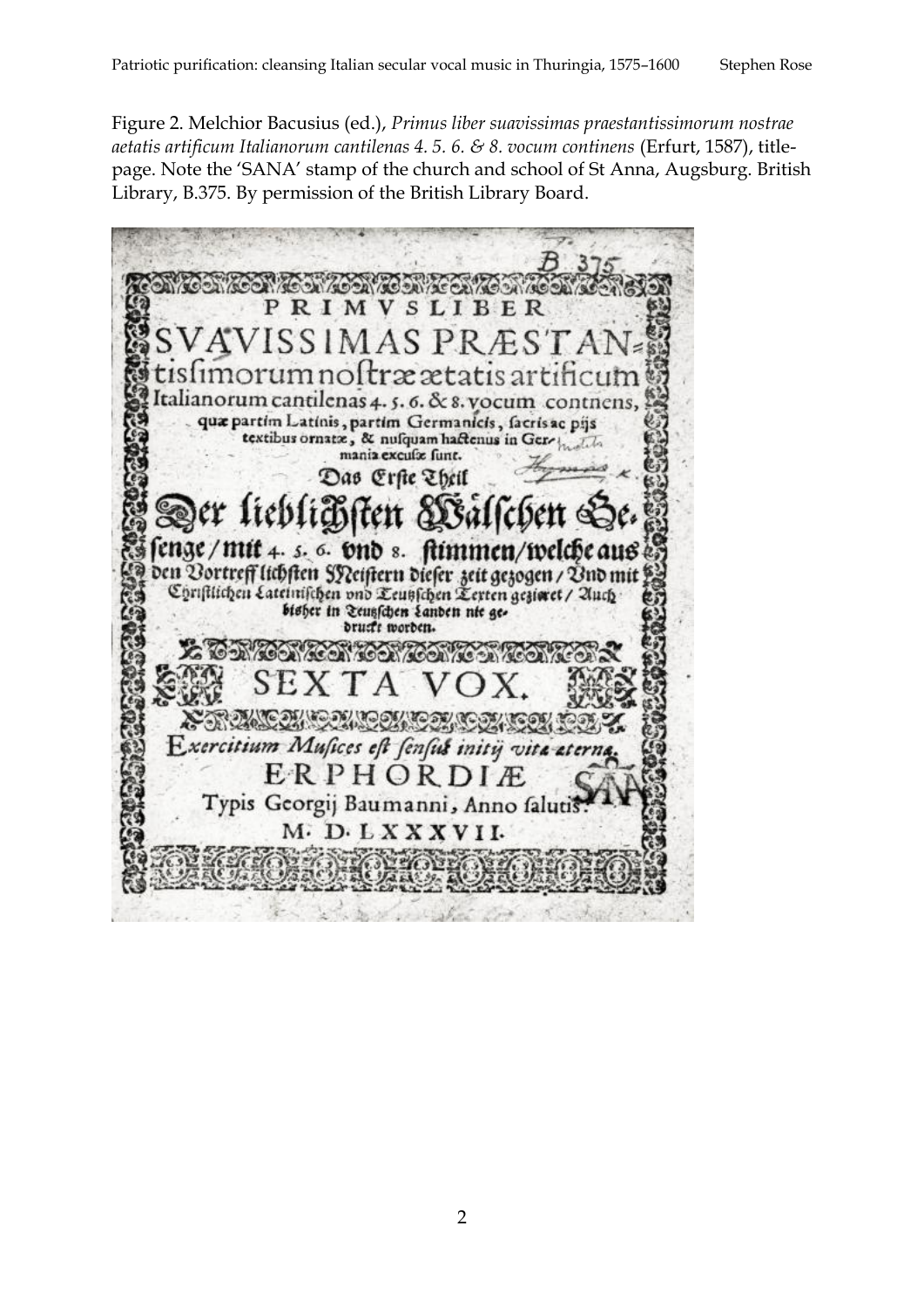Figure 2. Melchior Bacusius (ed.), *Primus liber suavissimas praestantissimorum nostrae aetatis artificum Italianorum cantilenas 4. 5. 6. & 8. vocum continens* (Erfurt, 1587), title-page. Note the 'SANA' stamp of the church and school of St Anna, Augsburg. British Library, B.375. By permission of the British Library Board.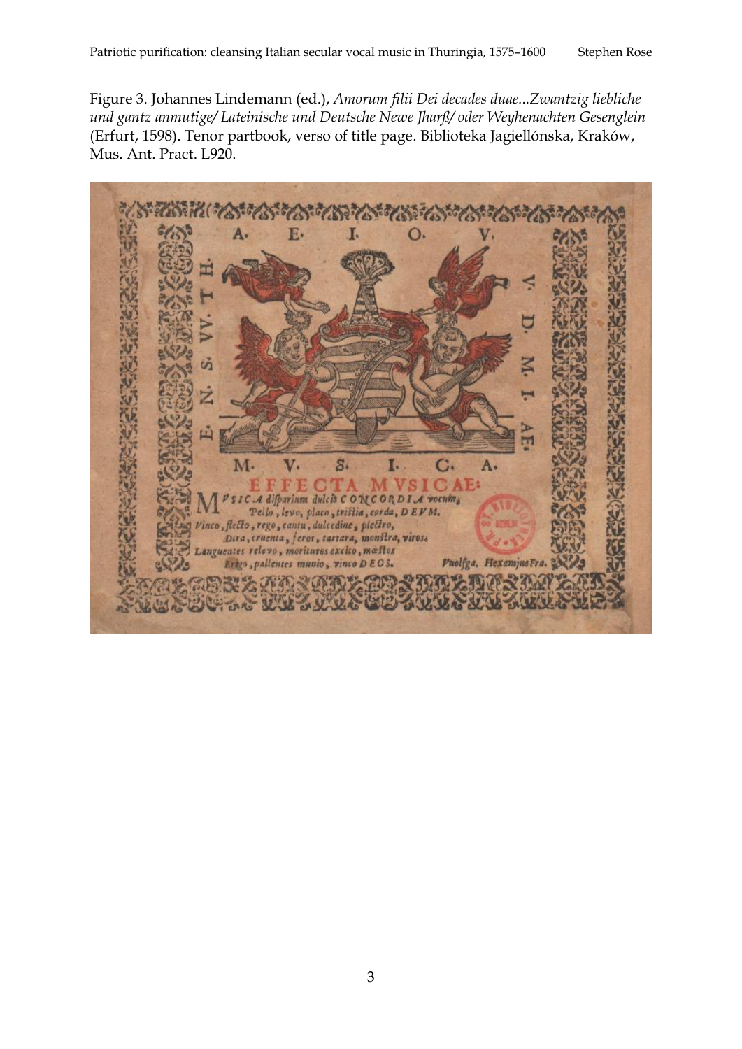Figure 3. Johannes Lindemann (ed.), *Amorum filii Dei decades duae...Zwantzig liebliche und gantz anmutige/ Lateinische und Deutsche Newe Jharß/ oder Weyhenachten Gesenglein* (Erfurt, 1598). Tenor partbook, verso of title page. Biblioteka Jagiellónska, Kraków, Mus. Ant. Pract. L920.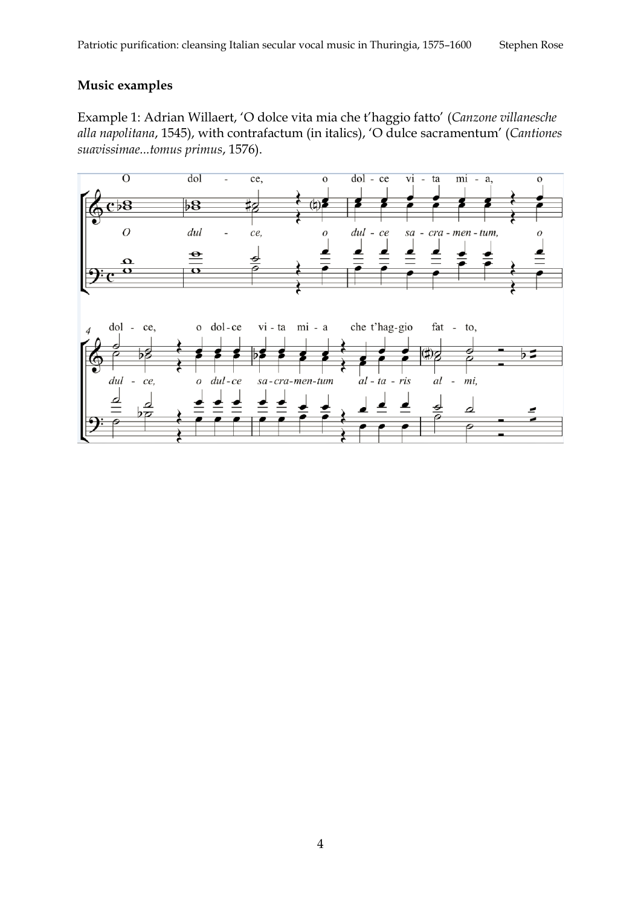**Music examples**

Example 1: Adrian Willaert, 'O dolce vita mia che t'haggio fatto' (*Canzone villanesche alla napolitana*, 1545), with contrafactum (in italics), 'O dulce sacramentum' (*Cantiones suavissimae...tomus primus*, 1576).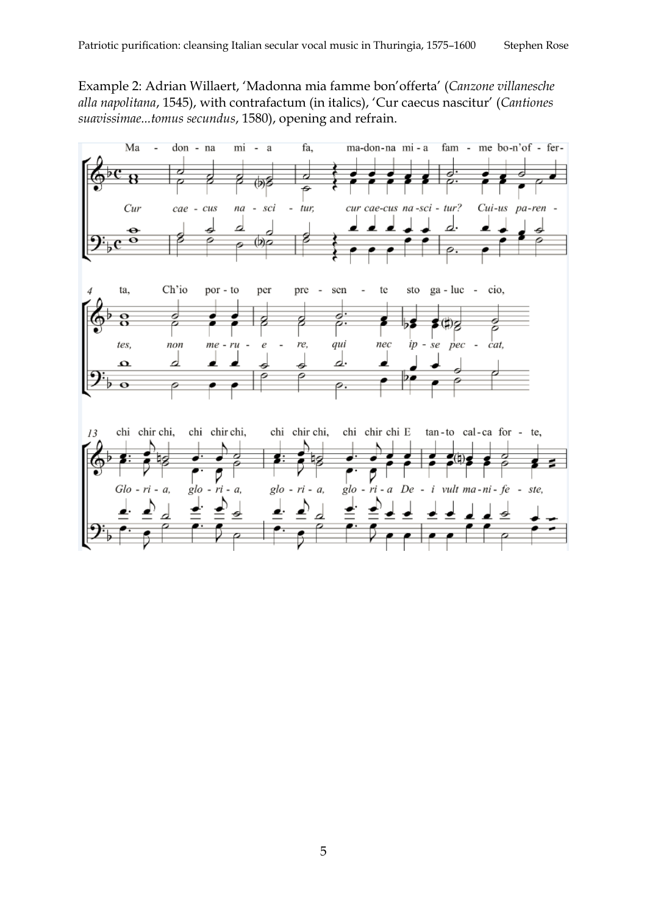Example 2: Adrian Willaert, 'Madonna mia famme bon'offerta' (*Canzone villanesche alla napolitana*, 1545), with contrafactum (in italics), 'Cur caecus nascitur' (*Cantiones suavissimae...tomus secundus*, 1580), opening and refrain.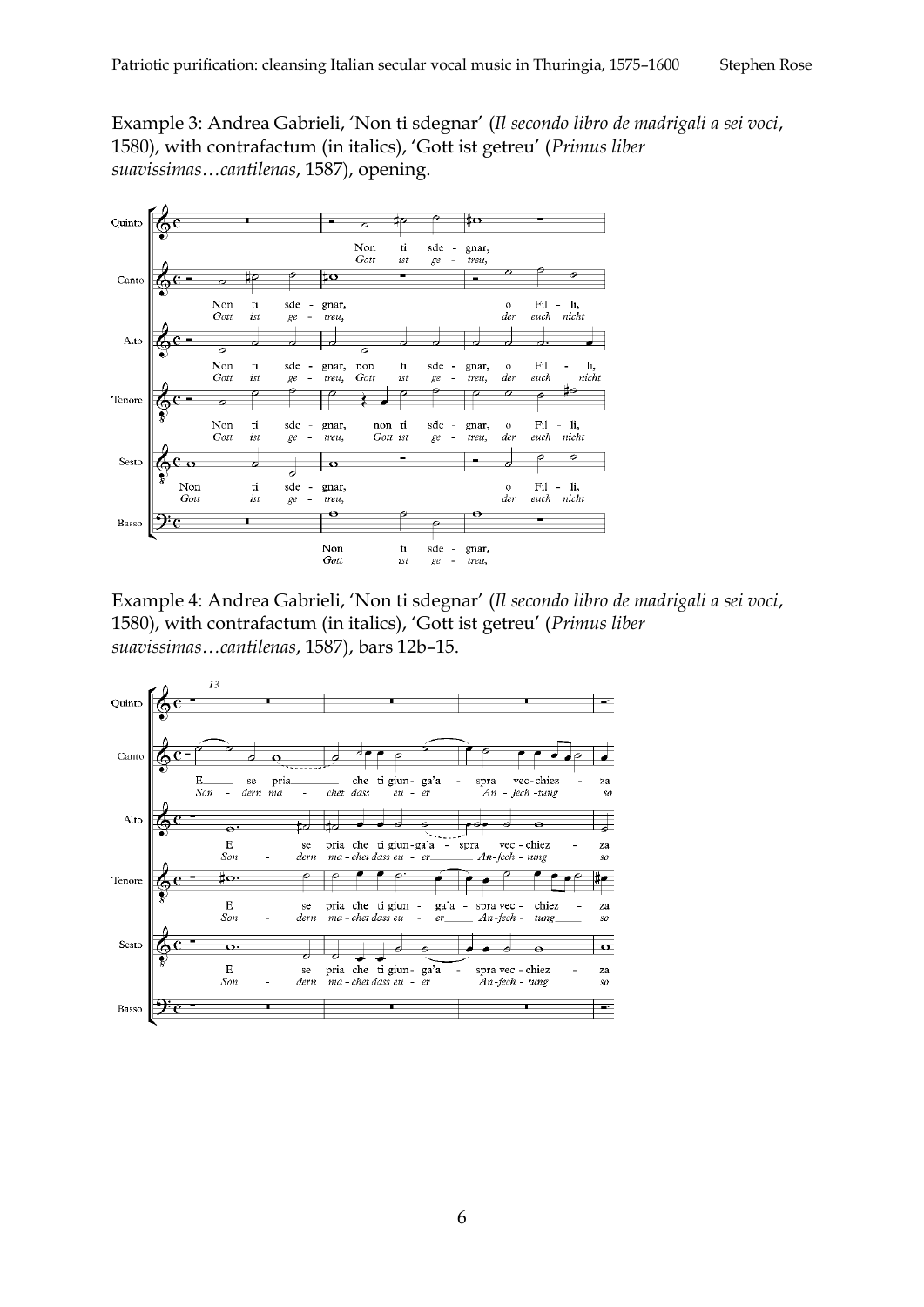Example 3: Andrea Gabrieli, 'Non ti sdegnar' (*Il secondo libro de madrigali a sei voci*, 1580), with contrafactum (in italics), 'Gott ist getreu' (*Primus liber suavissimas…cantilenas*, 1587), opening.

Example 4: Andrea Gabrieli, 'Non ti sdegnar' (*Il secondo libro de madrigali a sei voci*, 1580), with contrafactum (in italics), 'Gott ist getreu' (*Primus liber suavissimas…cantilenas*, 1587), bars 12b–15.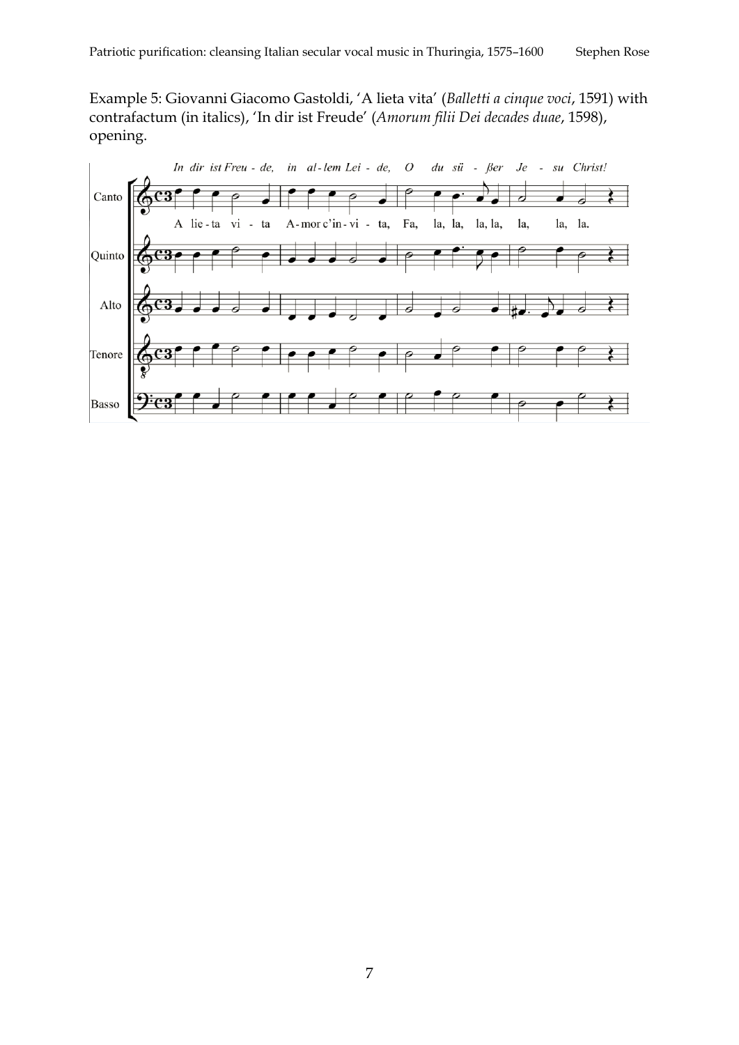Example 5: Giovanni Giacomo Gastoldi, 'A lieta vita' (*Balletti a cinque voci*, 1591) with contrafactum (in italics), 'In dir ist Freude' (*Amorum filii Dei decades duae*, 1598), opening.